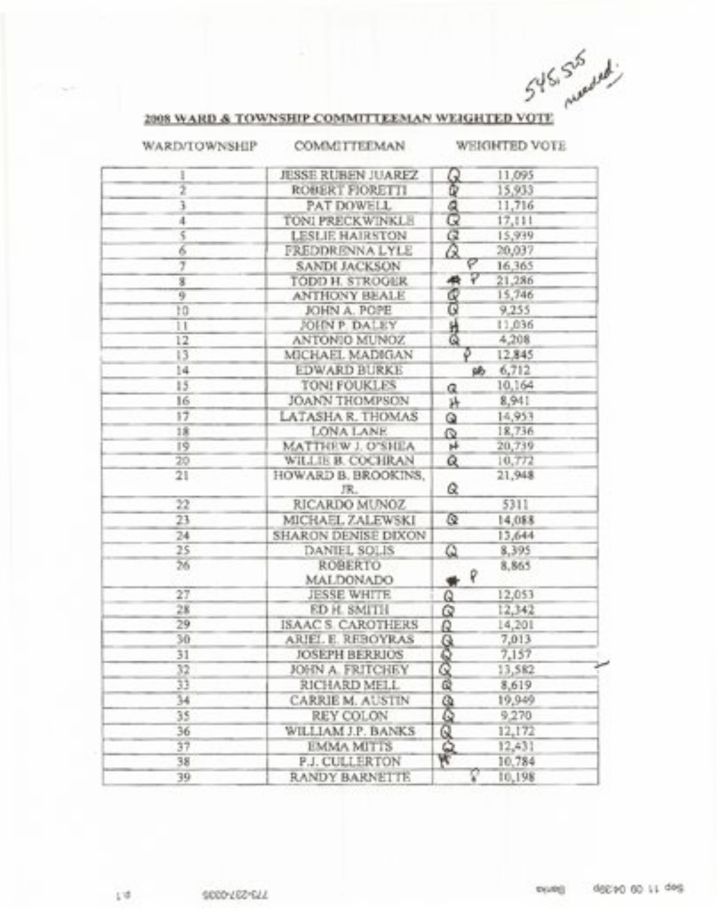545,525 needed.

## 2008 WARD & TOWNSHIP COMMITTEEMAN WEIGHTED VOTE

| WARD/TOWNSHIP | COMMITTEEMAN | | WEIGHTED VOTE |
|---|---|---|---|
| 1 | JESSE RUBEN JUAREZ | Q | 11,095 |
| 2 | ROBERT FIORETTI | Q | 15,933 |
| 3 | PAT DOWELL | Q | 11,716 |
| 4 | TONI PRECKWINKLE | Q | 17,111 |
| 5 | LESLIE HAIRSTON | Q | 15,939 |
| 6 | FREDDRENNA LYLE | Q | 20,037 |
| 7 | SANDI JACKSON | P | 16,365 |
| 8 | TODD H. STROGER | # P | 21,286 |
| 9 | ANTHONY BEALE | Q | 15,746 |
| 10 | JOHN A. POPE | Q | 9,255 |
| 11 | JOHN P. DALEY | H | 11,036 |
| 12 | ANTONIO MUNOZ | Q | 4,208 |
| 13 | MICHAEL MADIGAN | P | 12,845 |
| 14 | EDWARD BURKE | |  6,712 |
| 15 | TONI FOUKLES | Q | 10,164 |
| 16 | JOANN THOMPSON | H | 8,941 |
| 17 | LATASHA R. THOMAS | Q | 14,953 |
| 18 | LONA LANE | Q | 18,736 |
| 19 | MATTHEW J. O'SHEA | H | 20,739 |
| 20 | WILLIE B. COCHRAN | Q | 10,772 |
| 21 | HOWARD B. BROOKINS, JR. | Q | 21,948 |
| 22 | RICARDO MUNOZ | | 5311 |
| 23 | MICHAEL ZALEWSKI | Q | 14,088 |
| 24 | SHARON DENISE DIXON | | 13,644 |
| 25 | DANIEL SOLIS | Q | 8,395 |
| 26 | ROBERTO MALDONADO | # P | 8,865 |
| 27 | JESSE WHITE | Q | 12,053 |
| 28 | ED H. SMITH | Q | 12,342 |
| 29 | ISAAC S. CAROTHERS | Q | 14,201 |
| 30 | ARIEL E. REBOYRAS | Q | 7,013 |
| 31 | JOSEPH BERRIOS | Q | 7,157 |
| 32 | JOHN A. FRITCHEY | Q | 13,582 |
| 33 | RICHARD MELL | Q | 8,619 |
| 34 | CARRIE M. AUSTIN | Q | 19,949 |
| 35 | REY COLON | Q | 9,270 |
| 36 | WILLIAM J.P. BANKS | Q | 12,172 |
| 37 | EMMA MITTS | Q | 12,431 |
| 38 | P.J. CULLERTON | H | 10,784 |
| 39 | RANDY BARNETTE | P | 10,198 |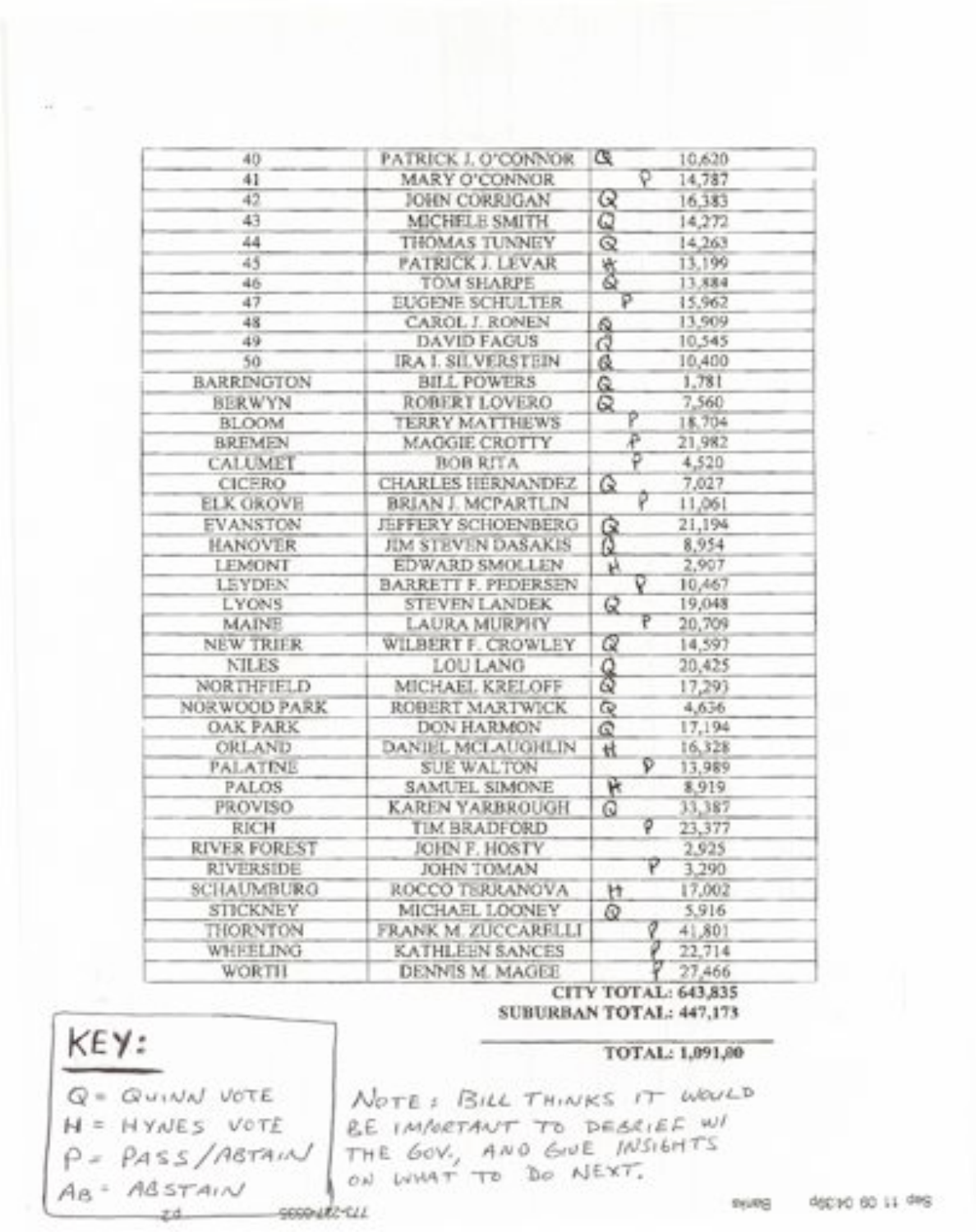| | | | | |
|---|---|---|---|---|
| 40 | PATRICK J. O'CONNOR | Q | | 10,620 |
| 41 | MARY O'CONNOR | | P | 14,787 |
| 42 | JOHN CORRIGAN | Q | | 16,383 |
| 43 | MICHELE SMITH | Q | | 14,272 |
| 44 | THOMAS TUNNEY | Q | | 14,263 |
| 45 | PATRICK J. LEVAR | H | | 13,199 |
| 46 | TOM SHARPE | Q | | 13,884 |
| 47 | EUGENE SCHULTER | | P | 15,962 |
| 48 | CAROL J. RONEN | Q | | 13,909 |
| 49 | DAVID FAGUS | Q | | 10,545 |
| 50 | IRA I. SILVERSTEIN | Q | | 10,400 |
| BARRINGTON | BILL POWERS | Q | | 1,781 |
| BERWYN | ROBERT LOVERO | Q | | 7,560 |
| BLOOM | TERRY MATTHEWS | | P | 18,704 |
| BREMEN | MAGGIE CROTTY | | P | 21,982 |
| CALUMET | BOB RITA | | P | 4,520 |
| CICERO | CHARLES HERNANDEZ | Q | | 7,027 |
| ELK GROVE | BRIAN J. MCPARTLIN | | P | 11,061 |
| EVANSTON | JEFFERY SCHOENBERG | Q | | 21,194 |
| HANOVER | JIM STEVEN DASAKIS | Q | | 8,954 |
| LEMONT | EDWARD SMOLLEN | H | | 2,907 |
| LEYDEN | BARRETT F. PEDERSEN | | P | 10,467 |
| LYONS | STEVEN LANDEK | Q | | 19,048 |
| MAINE | LAURA MURPHY | | P | 20,709 |
| NEW TRIER | WILBERT F. CROWLEY | Q | | 14,597 |
| NILES | LOU LANG | Q | | 20,425 |
| NORTHFIELD | MICHAEL KRELOFF | Q | | 17,293 |
| NORWOOD PARK | ROBERT MARTWICK | Q | | 4,636 |
| OAK PARK | DON HARMON | Q | | 17,194 |
| ORLAND | DANIEL MCLAUGHLIN | H | | 16,328 |
| PALATINE | SUE WALTON | | P | 13,989 |
| PALOS | SAMUEL SIMONE | H | | 8,919 |
| PROVISO | KAREN YARBROUGH | Q | | 33,387 |
| RICH | TIM BRADFORD | | P | 23,377 |
| RIVER FOREST | JOHN F. HOSTY | | | 2,925 |
| RIVERSIDE | JOHN TOMAN | | P | 3,290 |
| SCHAUMBURG | ROCCO TERRANOVA | H | | 17,002 |
| STICKNEY | MICHAEL LOONEY | Q | | 5,916 |
| THORNTON | FRANK M. ZUCCARELLI | | P | 41,801 |
| WHEELING | KATHLEEN SANCES | | P | 22,714 |
| WORTH | DENNIS M. MAGEE | | P | 27,466 |

CITY TOTAL: 643,835
SUBURBAN TOTAL: 447,173

TOTAL: 1,091,00

KEY:

Q = QUINN VOTE
H = HYNES VOTE
P = PASS/ABTAIN
AB = ABSTAIN

NOTE: BILL THINKS IT WOULD BE IMPORTANT TO DEBRIEF W/ THE GOV., AND GIVE INSIGHTS ON WHAT TO DO NEXT.